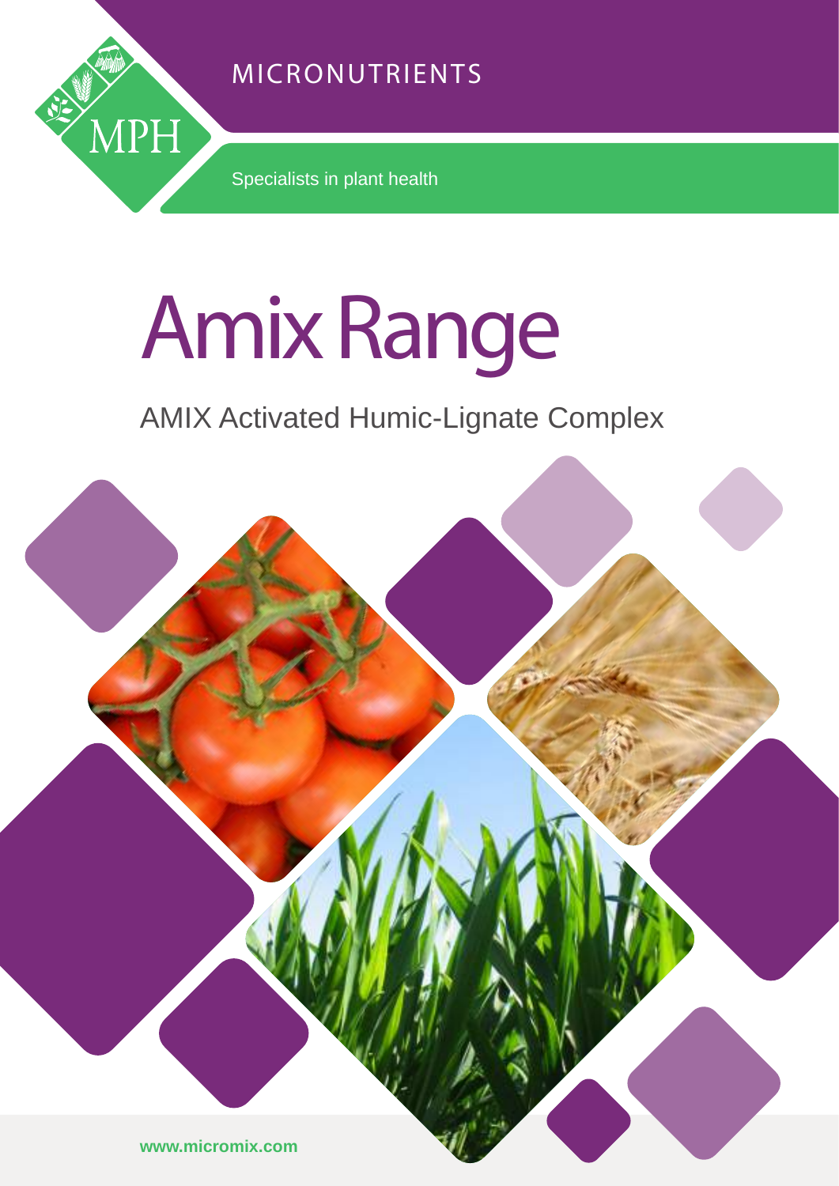MPH

MICRONUTRIENTS

Specialists in plant health

# Amix Range

## AMIX Activated Humic-Lignate Complex

www.micromix.com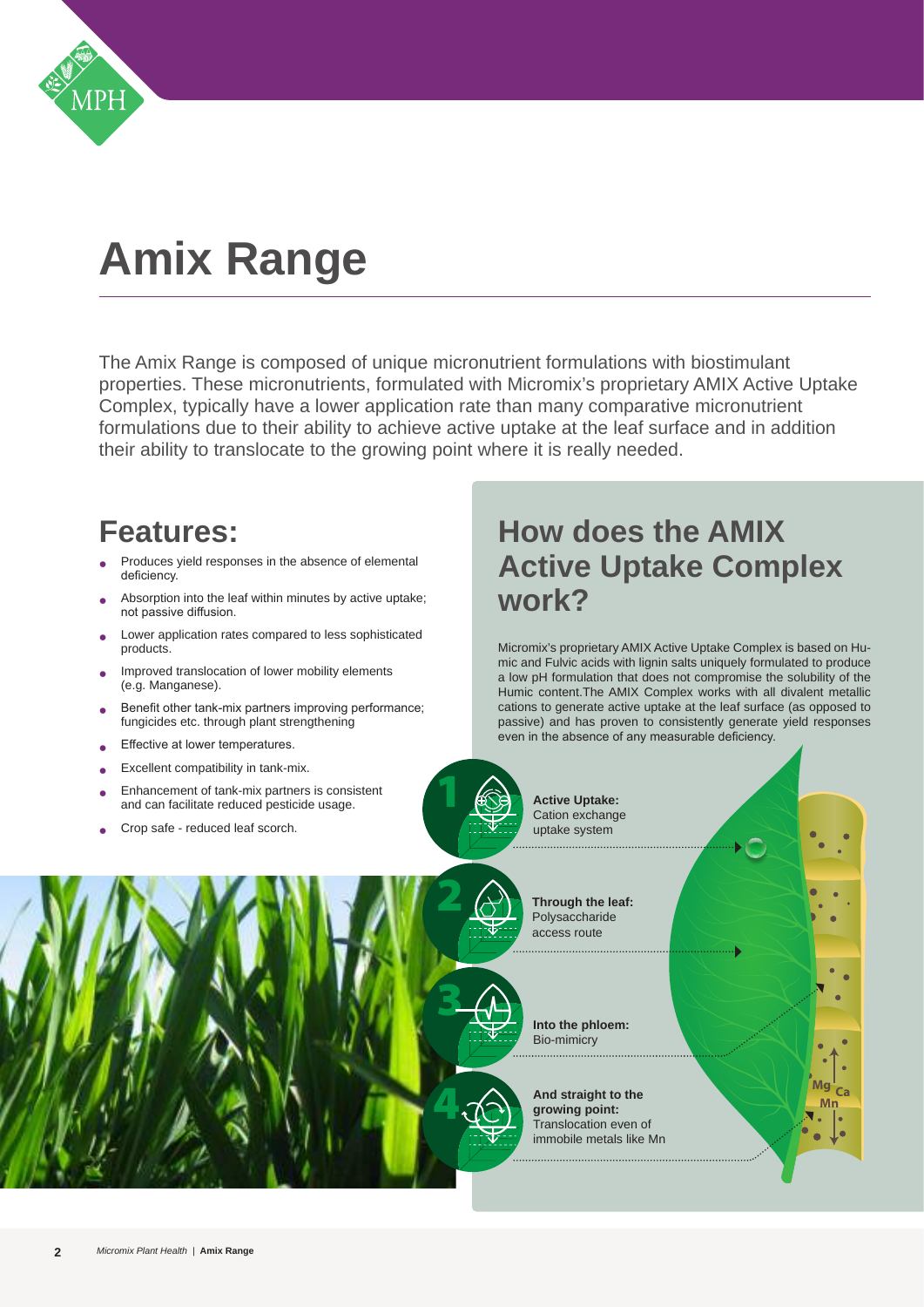# Amix Range

The Amix Range is composed of unique micronutrient formulations with biostimulant properties. These micronutrients, formulated with Micromix's proprietary AMIX Active Uptake Complex, typically have a lower application rate than many comparative micronutrient formulations due to their ability to achieve active uptake at the leaf surface and in addition their ability to translocate to the growing point where it is really needed.

## Features:

- Produces yield responses in the absence of elemental deficiency.
- Absorption into the leaf within minutes by active uptake; not passive diffusion.
- Lower application rates compared to less sophisticated products.
- Improved translocation of lower mobility elements (e.g. Manganese).
- Benefit other tank-mix partners improving performance; fungicides etc. through plant strengthening
- Effective at lower temperatures.
- Excellent compatibility in tank-mix.
- Enhancement of tank-mix partners is consistent and can facilitate reduced pesticide usage.
- Crop safe - reduced leaf scorch.

## How does the AMIX Active Uptake Complex work?

Micromix's proprietary AMIX Active Uptake Complex is based on Humic and Fulvic acids with lignin salts uniquely formulated to produce a low pH formulation that does not compromise the solubility of the Humic content.The AMIX Complex works with all divalent metallic cations to generate active uptake at the leaf surface (as opposed to passive) and has proven to consistently generate yield responses even in the absence of any measurable deficiency.

1. **Active Uptake:** Cation exchange uptake system
2. **Through the leaf:** Polysaccharide access route
3. **Into the phloem:** Bio-mimicry
4. **And straight to the growing point:** Translocation even of immobile metals like Mn

Mg Ca Mn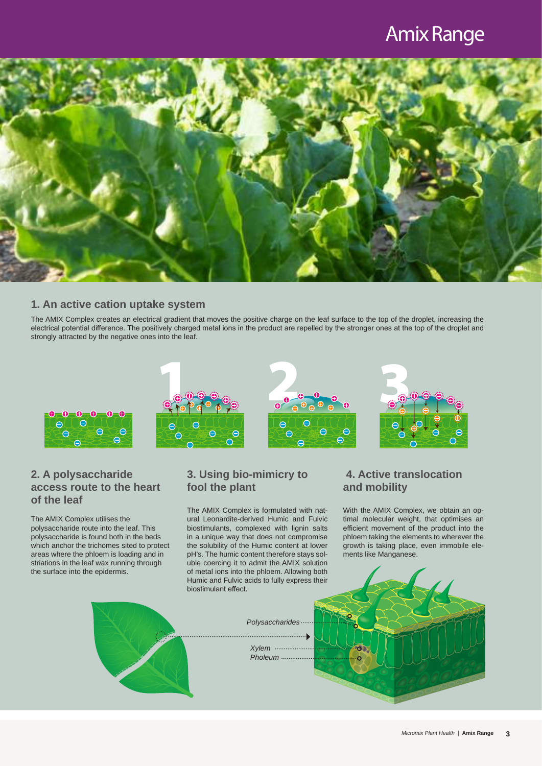# Amix Range

## 1. An active cation uptake system

The AMIX Complex creates an electrical gradient that moves the positive charge on the leaf surface to the top of the droplet, increasing the electrical potential difference. The positively charged metal ions in the product are repelled by the stronger ones at the top of the droplet and strongly attracted by the negative ones into the leaf.

## 2. A polysaccharide access route to the heart of the leaf

The AMIX Complex utilises the polysaccharide route into the leaf. This polysaccharide is found both in the beds which anchor the trichomes sited to protect areas where the phloem is loading and in striations in the leaf wax running through the surface into the epidermis.

## 3. Using bio-mimicry to fool the plant

The AMIX Complex is formulated with natural Leonardite-derived Humic and Fulvic biostimulants, complexed with lignin salts in a unique way that does not compromise the solubility of the Humic content at lower pH's. The humic content therefore stays soluble coercing it to admit the AMIX solution of metal ions into the phloem. Allowing both Humic and Fulvic acids to fully express their biostimulant effect.

## 4. Active translocation and mobility

With the AMIX Complex, we obtain an optimal molecular weight, that optimises an efficient movement of the product into the phloem taking the elements to wherever the growth is taking place, even immobile elements like Manganese.

Polysaccharides

Xylem

Pholeum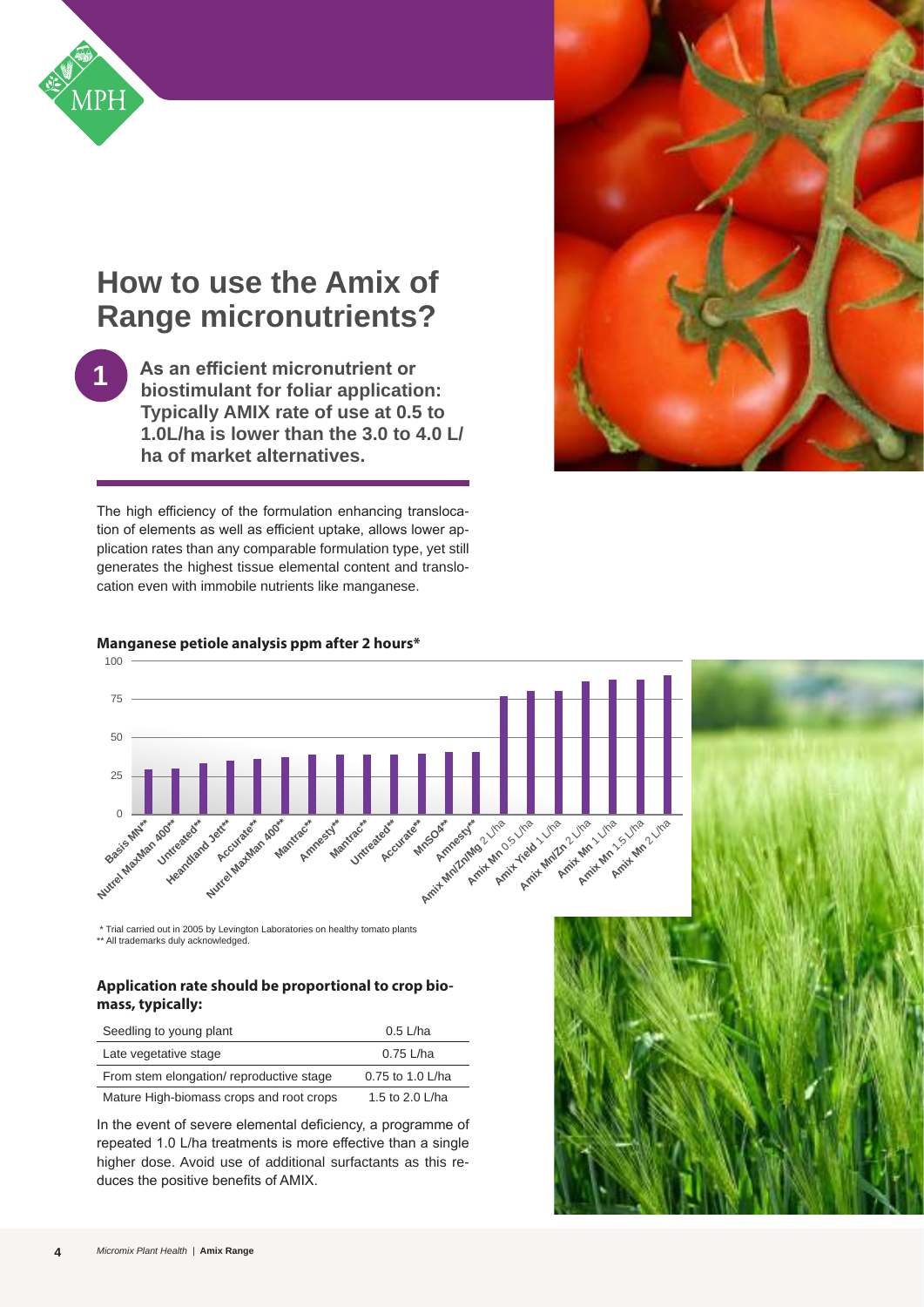# How to use the Amix of Range micronutrients?

**1** **As an efficient micronutrient or biostimulant for foliar application: Typically AMIX rate of use at 0.5 to 1.0L/ha is lower than the 3.0 to 4.0 L/ha of market alternatives.**

The high efficiency of the formulation enhancing translocation of elements as well as efficient uptake, allows lower application rates than any comparable formulation type, yet still generates the highest tissue elemental content and translocation even with immobile nutrients like manganese.

**Manganese petiole analysis ppm after 2 hours***

| Treatment | Mn (ppm, approx.) |
| --- | --- |
| Basis MN** | 29 |
| Nutrel MaxMan 400** | 30 |
| Untreated** | 33 |
| Headland Jett** | 35 |
| Accurate** | 36 |
| Nutrel MaxMan 400** | 37 |
| Mantrac** | 39 |
| Amnesty** | 39 |
| Mantrac** | 39 |
| Untreated** | 39 |
| Accurate** | 39 |
| MnSO4** | 41 |
| Amnesty** | 41 |
| Amix Mn/Zn/Mg 2 L/ha | 77 |
| Amix Mn 0.5 L/ha | 80 |
| Amix Yield 1 L/ha | 80 |
| Amix Mn/Zn 2 L/ha | 87 |
| Amix Mn 1 L/ha | 88 |
| Amix Mn 1.5 L/ha | 88 |
| Amix Mn 2 L/ha | 91 |

\* Trial carried out in 2005 by Levington Laboratories on healthy tomato plants
\*\* All trademarks duly acknowledged.

**Application rate should be proportional to crop biomass, typically:**

| Stage | Rate |
| --- | --- |
| Seedling to young plant | 0.5 L/ha |
| Late vegetative stage | 0.75 L/ha |
| From stem elongation/ reproductive stage | 0.75 to 1.0 L/ha |
| Mature High-biomass crops and root crops | 1.5 to 2.0 L/ha |

In the event of severe elemental deficiency, a programme of repeated 1.0 L/ha treatments is more effective than a single higher dose. Avoid use of additional surfactants as this reduces the positive benefits of AMIX.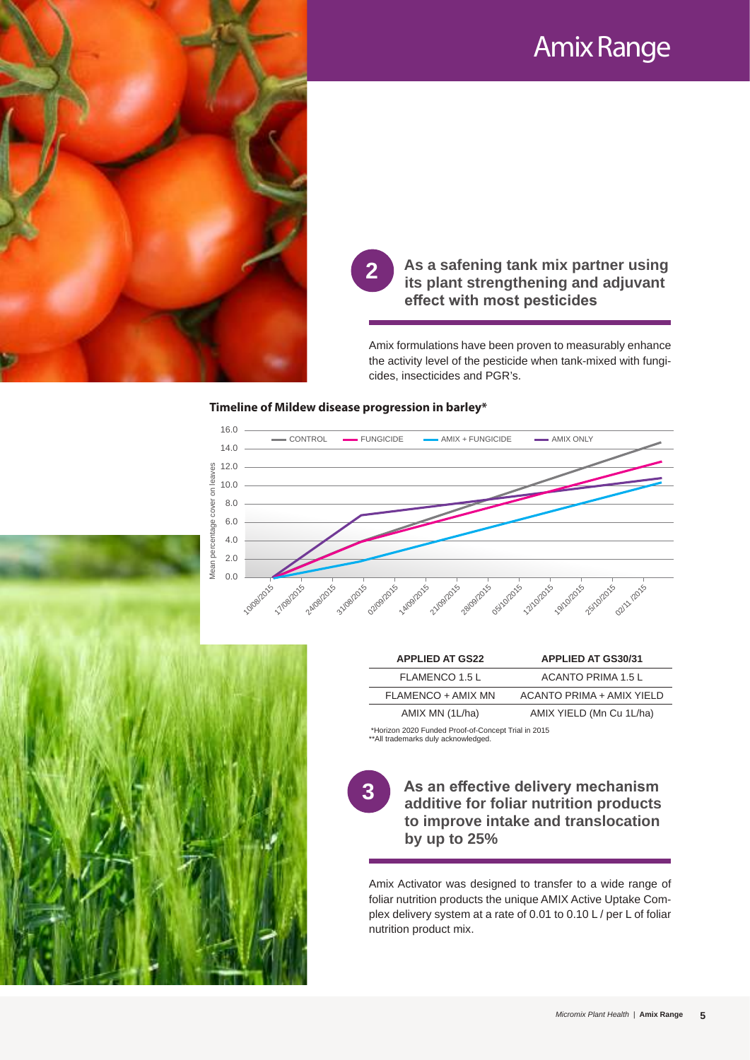# Amix Range

## 2 As a safening tank mix partner using its plant strengthening and adjuvant effect with most pesticides

Amix formulations have been proven to measurably enhance the activity level of the pesticide when tank-mixed with fungicides, insecticides and PGR's.

**Timeline of Mildew disease progression in barley***

| APPLIED AT GS22 | APPLIED AT GS30/31 |
|---|---|
| FLAMENCO 1.5 L | ACANTO PRIMA 1.5 L |
| FLAMENCO + AMIX MN | ACANTO PRIMA + AMIX YIELD |
| AMIX MN (1L/ha) | AMIX YIELD (Mn Cu 1L/ha) |

*Horizon 2020 Funded Proof-of-Concept Trial in 2015
**All trademarks duly acknowledged.

## 3 As an effective delivery mechanism additive for foliar nutrition products to improve intake and translocation by up to 25%

Amix Activator was designed to transfer to a wide range of foliar nutrition products the unique AMIX Active Uptake Complex delivery system at a rate of 0.01 to 0.10 L / per L of foliar nutrition product mix.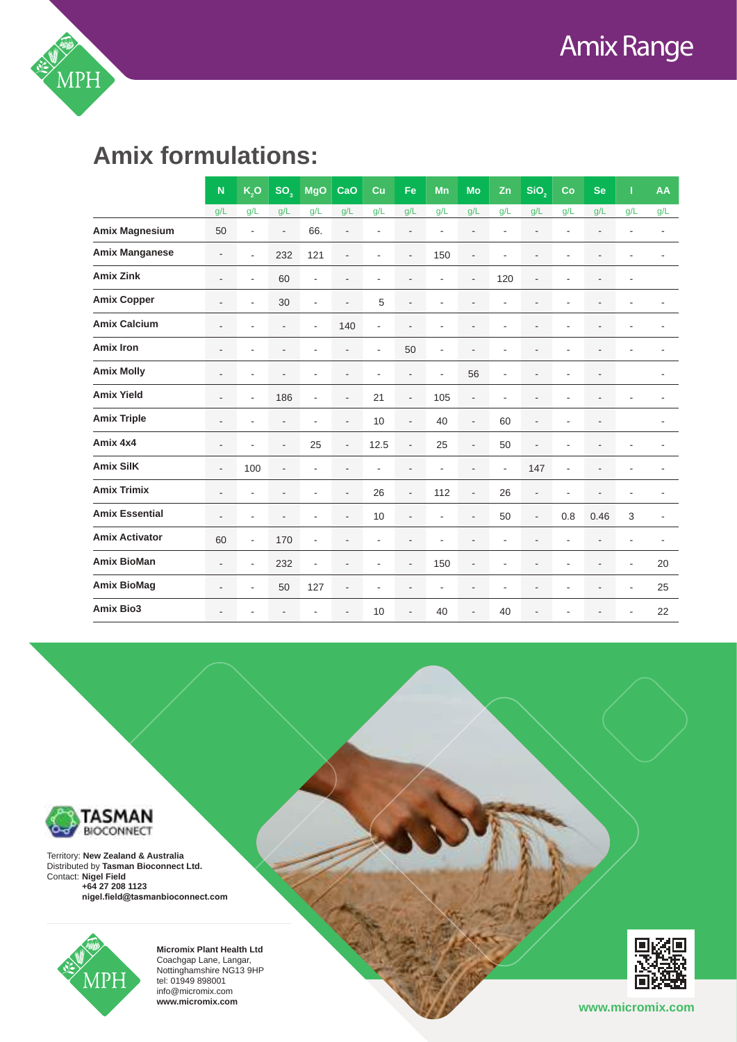# Amix Range

## Amix formulations:

| | N | $K_2O$ | $SO_3$ | MgO | CaO | Cu | Fe | Mn | Mo | Zn | $SiO_2$ | Co | Se | I | AA |
|---|---|---|---|---|---|---|---|---|---|---|---|---|---|---|---|
| | g/L | g/L | g/L | g/L | g/L | g/L | g/L | g/L | g/L | g/L | g/L | g/L | g/L | g/L | g/L |
| **Amix Magnesium** | 50 | - | - | 66. | - | - | - | - | - | - | - | - | - | - | - |
| **Amix Manganese** | - | - | 232 | 121 | - | - | - | 150 | - | - | - | - | - | - | - |
| **Amix Zink** | - | - | 60 | - | - | - | - | - | - | 120 | - | - | - | - | |
| **Amix Copper** | - | - | 30 | - | - | 5 | - | - | - | - | - | - | - | - | - |
| **Amix Calcium** | - | - | - | - | 140 | - | - | - | - | - | - | - | - | - | - |
| **Amix Iron** | - | - | - | - | - | - | 50 | - | - | - | - | - | - | - | - |
| **Amix Molly** | - | - | - | - | - | - | - | - | 56 | - | - | - | - | | - |
| **Amix Yield** | - | - | 186 | - | - | 21 | - | 105 | - | - | - | - | - | - | - |
| **Amix Triple** | - | - | - | - | - | 10 | - | 40 | - | 60 | - | - | - | | - |
| **Amix 4x4** | - | - | - | 25 | - | 12.5 | - | 25 | - | 50 | - | - | - | - | - |
| **Amix SilK** | - | 100 | - | - | - | - | - | - | - | - | 147 | - | - | - | - |
| **Amix Trimix** | - | - | - | - | - | 26 | - | 112 | - | 26 | - | - | - | - | - |
| **Amix Essential** | - | - | - | - | - | 10 | - | - | - | 50 | - | 0.8 | 0.46 | 3 | - |
| **Amix Activator** | 60 | - | 170 | - | - | - | - | - | - | - | - | - | - | - | - |
| **Amix BioMan** | - | - | 232 | - | - | - | - | 150 | - | - | - | - | - | - | 20 |
| **Amix BioMag** | - | - | 50 | 127 | - | - | - | - | - | - | - | - | - | - | 25 |
| **Amix Bio3** | - | - | - | - | - | 10 | - | 40 | - | 40 | - | - | - | - | 22 |

TASMAN BIOCONNECT

Territory: **New Zealand & Australia**
Distributed by **Tasman Bioconnect Ltd.**
Contact: **Nigel Field**
**+64 27 208 1123**
**nigel.field@tasmanbioconnect.com**

**Micromix Plant Health Ltd**
Coachgap Lane, Langar,
Nottinghamshire NG13 9HP
tel: 01949 898001
info@micromix.com
**www.micromix.com**

**www.micromix.com**